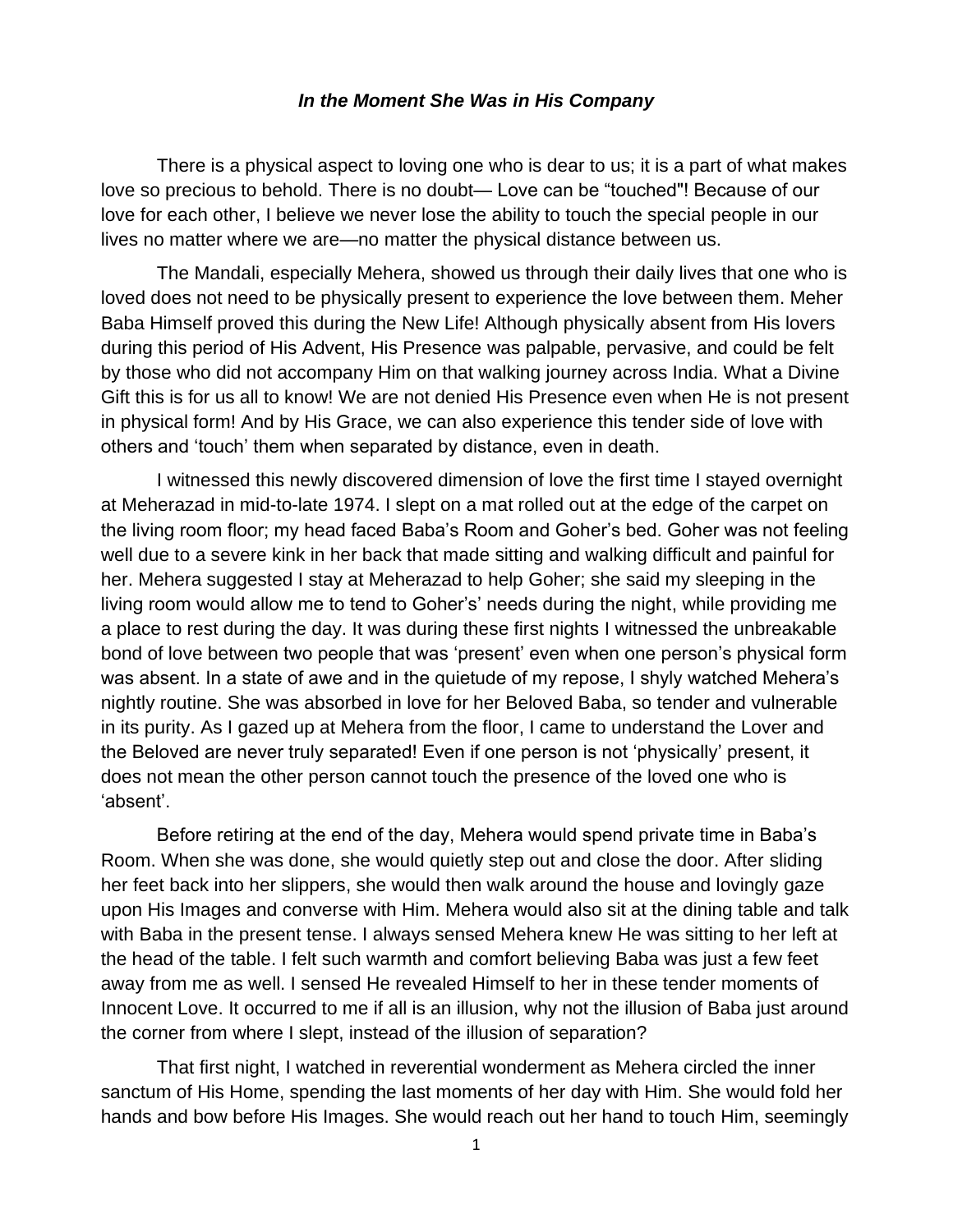***In the Moment She Was in His Company***

There is a physical aspect to loving one who is dear to us; it is a part of what makes love so precious to behold. There is no doubt— Love can be "touched"! Because of our love for each other, I believe we never lose the ability to touch the special people in our lives no matter where we are—no matter the physical distance between us.

The Mandali, especially Mehera, showed us through their daily lives that one who is loved does not need to be physically present to experience the love between them. Meher Baba Himself proved this during the New Life! Although physically absent from His lovers during this period of His Advent, His Presence was palpable, pervasive, and could be felt by those who did not accompany Him on that walking journey across India. What a Divine Gift this is for us all to know! We are not denied His Presence even when He is not present in physical form! And by His Grace, we can also experience this tender side of love with others and 'touch' them when separated by distance, even in death.

I witnessed this newly discovered dimension of love the first time I stayed overnight at Meherazad in mid-to-late 1974. I slept on a mat rolled out at the edge of the carpet on the living room floor; my head faced Baba's Room and Goher's bed. Goher was not feeling well due to a severe kink in her back that made sitting and walking difficult and painful for her. Mehera suggested I stay at Meherazad to help Goher; she said my sleeping in the living room would allow me to tend to Goher's' needs during the night, while providing me a place to rest during the day. It was during these first nights I witnessed the unbreakable bond of love between two people that was 'present' even when one person's physical form was absent. In a state of awe and in the quietude of my repose, I shyly watched Mehera's nightly routine. She was absorbed in love for her Beloved Baba, so tender and vulnerable in its purity. As I gazed up at Mehera from the floor, I came to understand the Lover and the Beloved are never truly separated! Even if one person is not 'physically' present, it does not mean the other person cannot touch the presence of the loved one who is 'absent'.

Before retiring at the end of the day, Mehera would spend private time in Baba's Room. When she was done, she would quietly step out and close the door. After sliding her feet back into her slippers, she would then walk around the house and lovingly gaze upon His Images and converse with Him. Mehera would also sit at the dining table and talk with Baba in the present tense. I always sensed Mehera knew He was sitting to her left at the head of the table. I felt such warmth and comfort believing Baba was just a few feet away from me as well. I sensed He revealed Himself to her in these tender moments of Innocent Love. It occurred to me if all is an illusion, why not the illusion of Baba just around the corner from where I slept, instead of the illusion of separation?

That first night, I watched in reverential wonderment as Mehera circled the inner sanctum of His Home, spending the last moments of her day with Him. She would fold her hands and bow before His Images. She would reach out her hand to touch Him, seemingly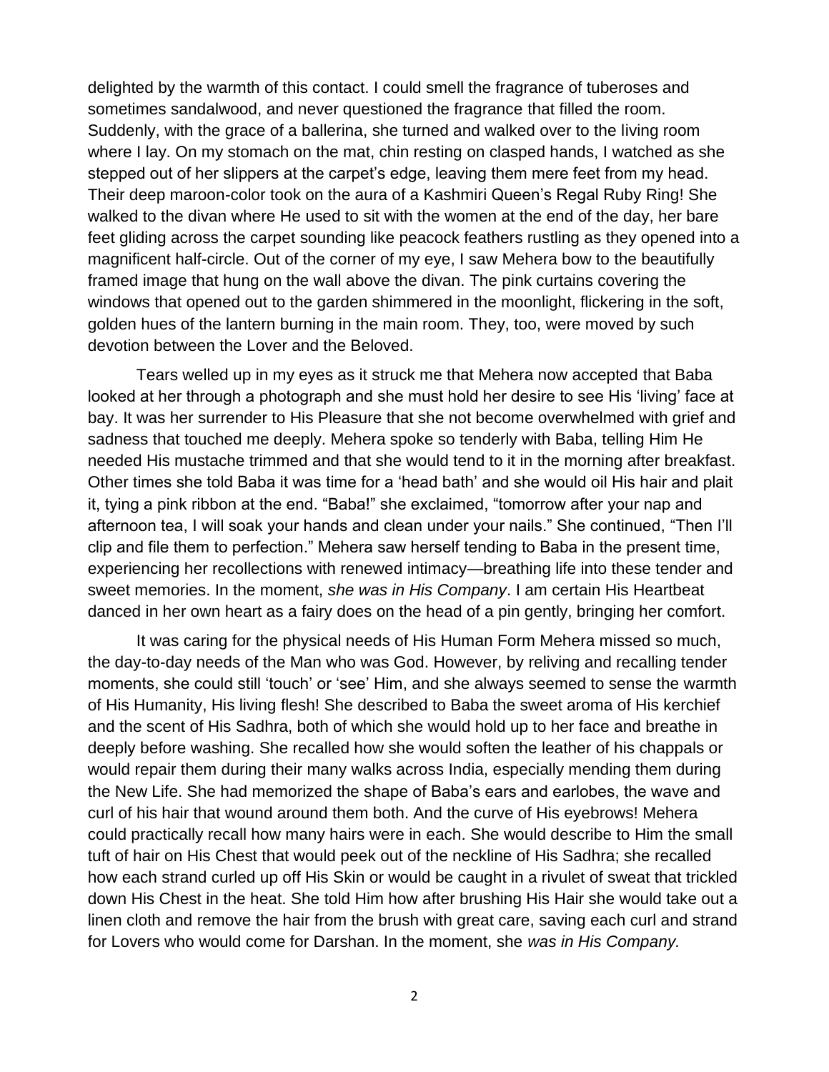delighted by the warmth of this contact. I could smell the fragrance of tuberoses and sometimes sandalwood, and never questioned the fragrance that filled the room. Suddenly, with the grace of a ballerina, she turned and walked over to the living room where I lay. On my stomach on the mat, chin resting on clasped hands, I watched as she stepped out of her slippers at the carpet's edge, leaving them mere feet from my head. Their deep maroon-color took on the aura of a Kashmiri Queen's Regal Ruby Ring! She walked to the divan where He used to sit with the women at the end of the day, her bare feet gliding across the carpet sounding like peacock feathers rustling as they opened into a magnificent half-circle. Out of the corner of my eye, I saw Mehera bow to the beautifully framed image that hung on the wall above the divan. The pink curtains covering the windows that opened out to the garden shimmered in the moonlight, flickering in the soft, golden hues of the lantern burning in the main room. They, too, were moved by such devotion between the Lover and the Beloved.

Tears welled up in my eyes as it struck me that Mehera now accepted that Baba looked at her through a photograph and she must hold her desire to see His 'living' face at bay. It was her surrender to His Pleasure that she not become overwhelmed with grief and sadness that touched me deeply. Mehera spoke so tenderly with Baba, telling Him He needed His mustache trimmed and that she would tend to it in the morning after breakfast. Other times she told Baba it was time for a 'head bath' and she would oil His hair and plait it, tying a pink ribbon at the end. "Baba!" she exclaimed, "tomorrow after your nap and afternoon tea, I will soak your hands and clean under your nails." She continued, "Then I'll clip and file them to perfection." Mehera saw herself tending to Baba in the present time, experiencing her recollections with renewed intimacy—breathing life into these tender and sweet memories. In the moment, *she was in His Company*. I am certain His Heartbeat danced in her own heart as a fairy does on the head of a pin gently, bringing her comfort.

It was caring for the physical needs of His Human Form Mehera missed so much, the day-to-day needs of the Man who was God. However, by reliving and recalling tender moments, she could still 'touch' or 'see' Him, and she always seemed to sense the warmth of His Humanity, His living flesh! She described to Baba the sweet aroma of His kerchief and the scent of His Sadhra, both of which she would hold up to her face and breathe in deeply before washing. She recalled how she would soften the leather of his chappals or would repair them during their many walks across India, especially mending them during the New Life. She had memorized the shape of Baba's ears and earlobes, the wave and curl of his hair that wound around them both. And the curve of His eyebrows! Mehera could practically recall how many hairs were in each. She would describe to Him the small tuft of hair on His Chest that would peek out of the neckline of His Sadhra; she recalled how each strand curled up off His Skin or would be caught in a rivulet of sweat that trickled down His Chest in the heat. She told Him how after brushing His Hair she would take out a linen cloth and remove the hair from the brush with great care, saving each curl and strand for Lovers who would come for Darshan. In the moment, she *was in His Company.*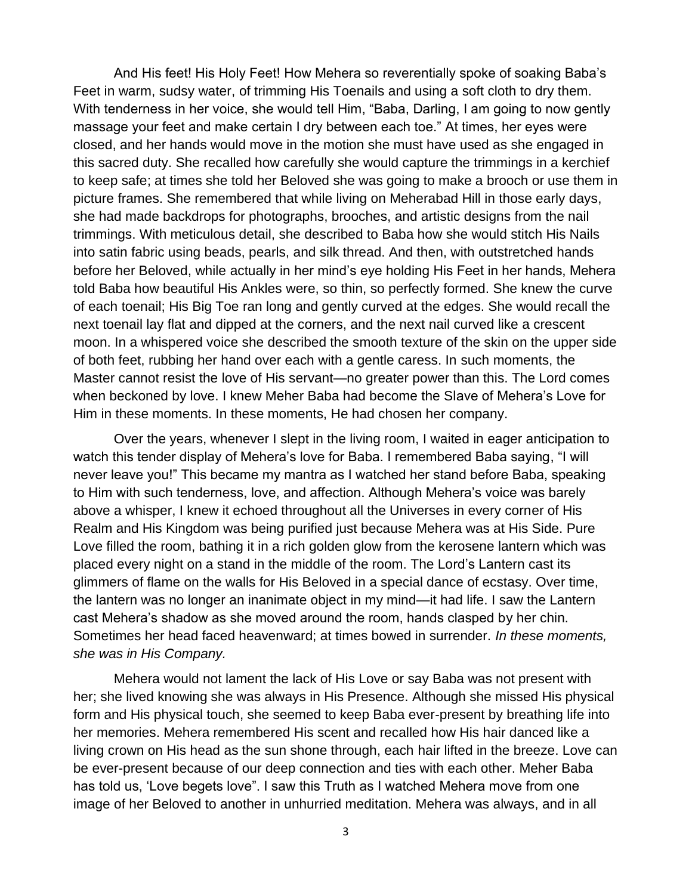And His feet! His Holy Feet! How Mehera so reverentially spoke of soaking Baba's Feet in warm, sudsy water, of trimming His Toenails and using a soft cloth to dry them. With tenderness in her voice, she would tell Him, "Baba, Darling, I am going to now gently massage your feet and make certain I dry between each toe." At times, her eyes were closed, and her hands would move in the motion she must have used as she engaged in this sacred duty. She recalled how carefully she would capture the trimmings in a kerchief to keep safe; at times she told her Beloved she was going to make a brooch or use them in picture frames. She remembered that while living on Meherabad Hill in those early days, she had made backdrops for photographs, brooches, and artistic designs from the nail trimmings. With meticulous detail, she described to Baba how she would stitch His Nails into satin fabric using beads, pearls, and silk thread. And then, with outstretched hands before her Beloved, while actually in her mind's eye holding His Feet in her hands, Mehera told Baba how beautiful His Ankles were, so thin, so perfectly formed. She knew the curve of each toenail; His Big Toe ran long and gently curved at the edges. She would recall the next toenail lay flat and dipped at the corners, and the next nail curved like a crescent moon. In a whispered voice she described the smooth texture of the skin on the upper side of both feet, rubbing her hand over each with a gentle caress. In such moments, the Master cannot resist the love of His servant—no greater power than this. The Lord comes when beckoned by love. I knew Meher Baba had become the Slave of Mehera's Love for Him in these moments. In these moments, He had chosen her company.

Over the years, whenever I slept in the living room, I waited in eager anticipation to watch this tender display of Mehera's love for Baba. I remembered Baba saying, "I will never leave you!" This became my mantra as I watched her stand before Baba, speaking to Him with such tenderness, love, and affection. Although Mehera's voice was barely above a whisper, I knew it echoed throughout all the Universes in every corner of His Realm and His Kingdom was being purified just because Mehera was at His Side. Pure Love filled the room, bathing it in a rich golden glow from the kerosene lantern which was placed every night on a stand in the middle of the room. The Lord's Lantern cast its glimmers of flame on the walls for His Beloved in a special dance of ecstasy. Over time, the lantern was no longer an inanimate object in my mind—it had life. I saw the Lantern cast Mehera's shadow as she moved around the room, hands clasped by her chin. Sometimes her head faced heavenward; at times bowed in surrender. *In these moments, she was in His Company.*

Mehera would not lament the lack of His Love or say Baba was not present with her; she lived knowing she was always in His Presence. Although she missed His physical form and His physical touch, she seemed to keep Baba ever-present by breathing life into her memories. Mehera remembered His scent and recalled how His hair danced like a living crown on His head as the sun shone through, each hair lifted in the breeze. Love can be ever-present because of our deep connection and ties with each other. Meher Baba has told us, 'Love begets love". I saw this Truth as I watched Mehera move from one image of her Beloved to another in unhurried meditation. Mehera was always, and in all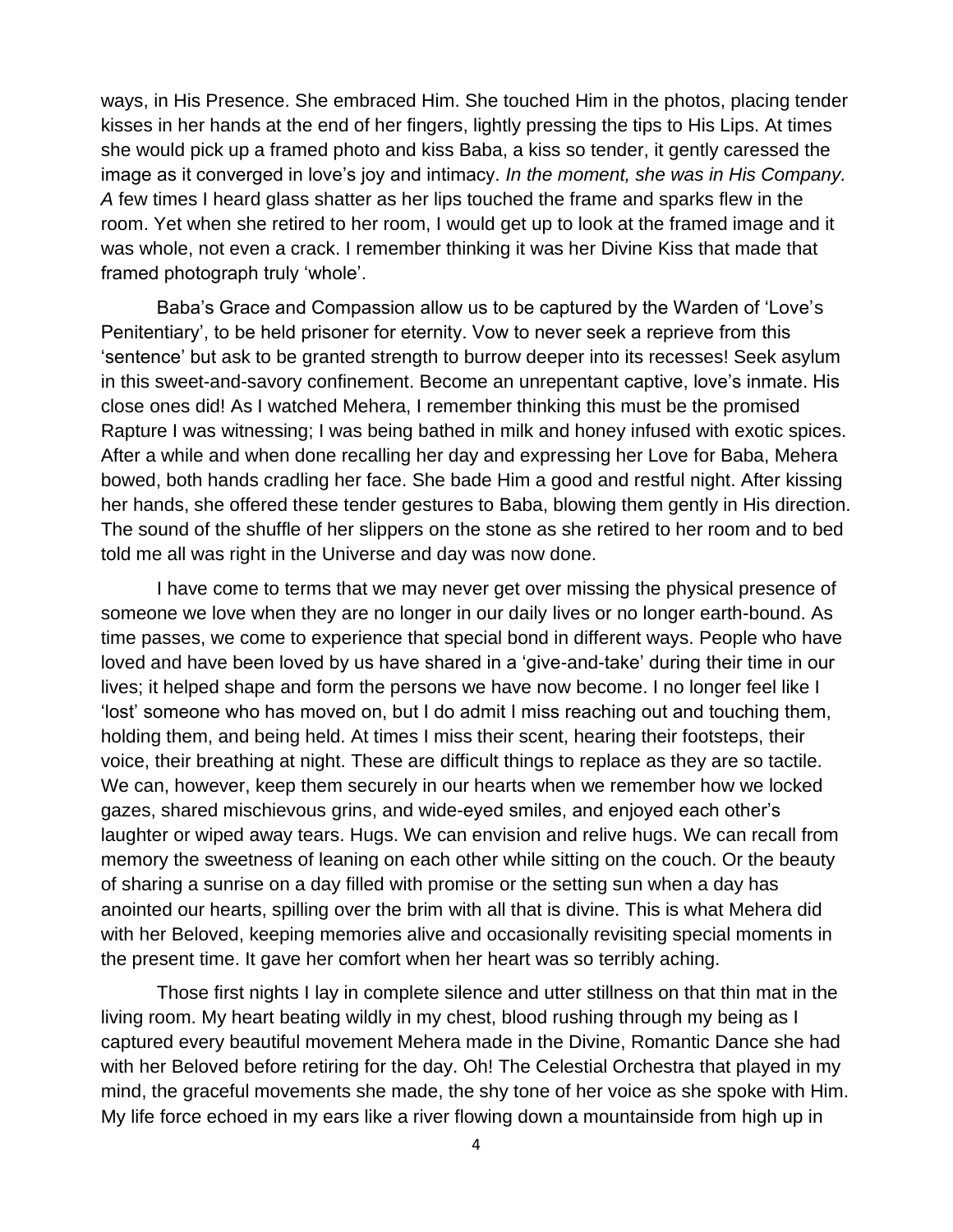ways, in His Presence. She embraced Him. She touched Him in the photos, placing tender kisses in her hands at the end of her fingers, lightly pressing the tips to His Lips. At times she would pick up a framed photo and kiss Baba, a kiss so tender, it gently caressed the image as it converged in love's joy and intimacy. *In the moment, she was in His Company. A* few times I heard glass shatter as her lips touched the frame and sparks flew in the room. Yet when she retired to her room, I would get up to look at the framed image and it was whole, not even a crack. I remember thinking it was her Divine Kiss that made that framed photograph truly 'whole'.

Baba's Grace and Compassion allow us to be captured by the Warden of 'Love's Penitentiary', to be held prisoner for eternity. Vow to never seek a reprieve from this 'sentence' but ask to be granted strength to burrow deeper into its recesses! Seek asylum in this sweet-and-savory confinement. Become an unrepentant captive, love's inmate. His close ones did! As I watched Mehera, I remember thinking this must be the promised Rapture I was witnessing; I was being bathed in milk and honey infused with exotic spices. After a while and when done recalling her day and expressing her Love for Baba, Mehera bowed, both hands cradling her face. She bade Him a good and restful night. After kissing her hands, she offered these tender gestures to Baba, blowing them gently in His direction. The sound of the shuffle of her slippers on the stone as she retired to her room and to bed told me all was right in the Universe and day was now done.

I have come to terms that we may never get over missing the physical presence of someone we love when they are no longer in our daily lives or no longer earth-bound. As time passes, we come to experience that special bond in different ways. People who have loved and have been loved by us have shared in a 'give-and-take' during their time in our lives; it helped shape and form the persons we have now become. I no longer feel like I 'lost' someone who has moved on, but I do admit I miss reaching out and touching them, holding them, and being held. At times I miss their scent, hearing their footsteps, their voice, their breathing at night. These are difficult things to replace as they are so tactile. We can, however, keep them securely in our hearts when we remember how we locked gazes, shared mischievous grins, and wide-eyed smiles, and enjoyed each other's laughter or wiped away tears. Hugs. We can envision and relive hugs. We can recall from memory the sweetness of leaning on each other while sitting on the couch. Or the beauty of sharing a sunrise on a day filled with promise or the setting sun when a day has anointed our hearts, spilling over the brim with all that is divine. This is what Mehera did with her Beloved, keeping memories alive and occasionally revisiting special moments in the present time. It gave her comfort when her heart was so terribly aching.

Those first nights I lay in complete silence and utter stillness on that thin mat in the living room. My heart beating wildly in my chest, blood rushing through my being as I captured every beautiful movement Mehera made in the Divine, Romantic Dance she had with her Beloved before retiring for the day. Oh! The Celestial Orchestra that played in my mind, the graceful movements she made, the shy tone of her voice as she spoke with Him. My life force echoed in my ears like a river flowing down a mountainside from high up in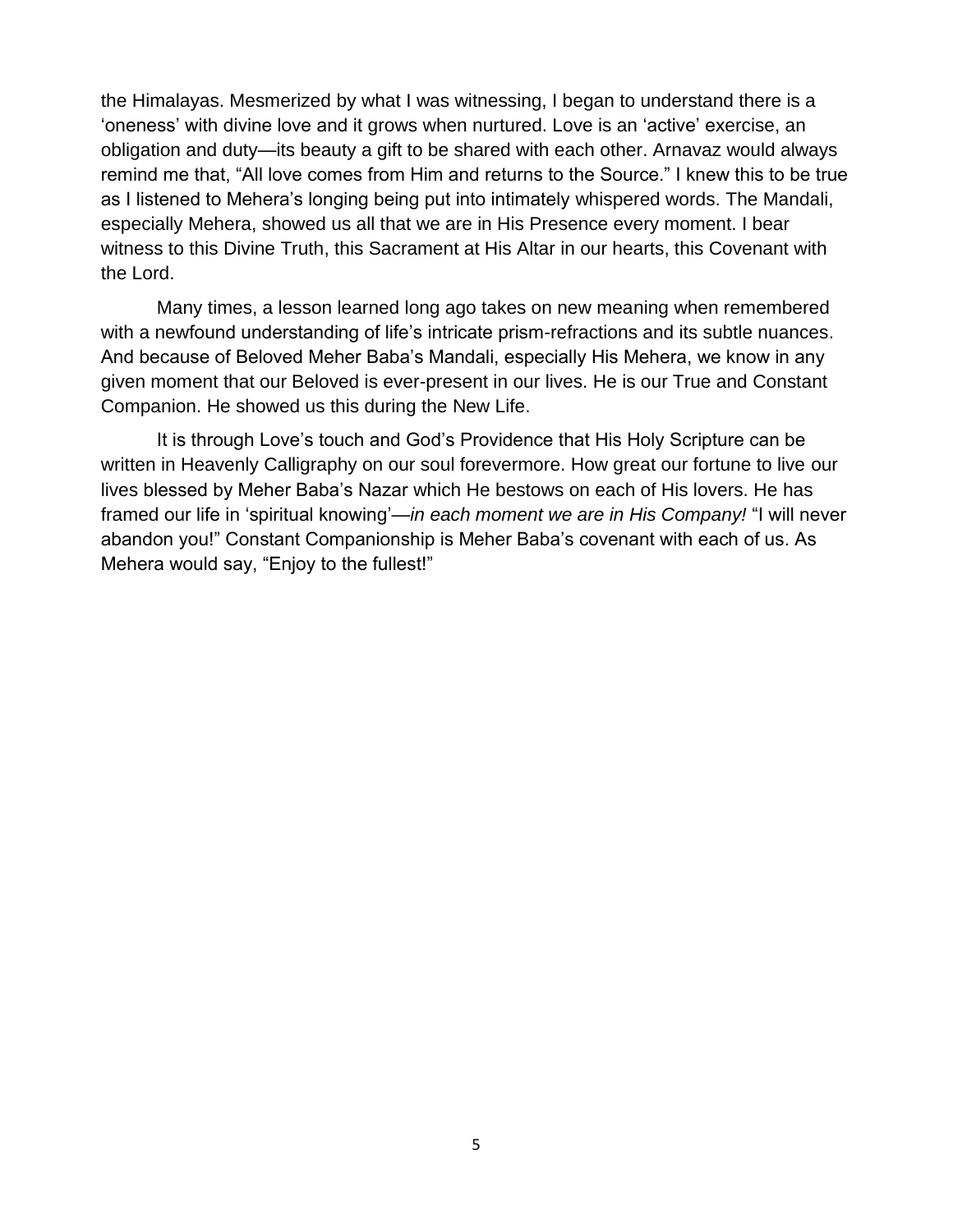the Himalayas. Mesmerized by what I was witnessing, I began to understand there is a 'oneness' with divine love and it grows when nurtured. Love is an 'active' exercise, an obligation and duty—its beauty a gift to be shared with each other. Arnavaz would always remind me that, "All love comes from Him and returns to the Source." I knew this to be true as I listened to Mehera's longing being put into intimately whispered words. The Mandali, especially Mehera, showed us all that we are in His Presence every moment. I bear witness to this Divine Truth, this Sacrament at His Altar in our hearts, this Covenant with the Lord.

Many times, a lesson learned long ago takes on new meaning when remembered with a newfound understanding of life's intricate prism-refractions and its subtle nuances. And because of Beloved Meher Baba's Mandali, especially His Mehera, we know in any given moment that our Beloved is ever-present in our lives. He is our True and Constant Companion. He showed us this during the New Life.

It is through Love's touch and God's Providence that His Holy Scripture can be written in Heavenly Calligraphy on our soul forevermore. How great our fortune to live our lives blessed by Meher Baba's Nazar which He bestows on each of His lovers. He has framed our life in 'spiritual knowing'—*in each moment we are in His Company!* "I will never abandon you!" Constant Companionship is Meher Baba's covenant with each of us. As Mehera would say, "Enjoy to the fullest!"